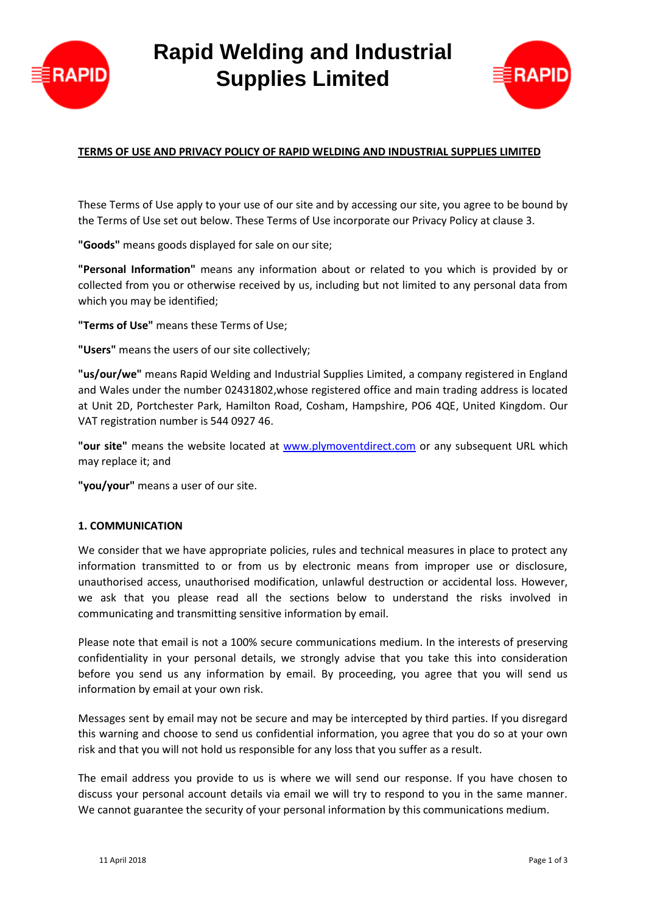# Rapid Welding and Industrial Supplies Limited

**TERMS OF USE AND PRIVACY POLICY OF RAPID WELDING AND INDUSTRIAL SUPPLIES LIMITED**

These Terms of Use apply to your use of our site and by accessing our site, you agree to be bound by the Terms of Use set out below. These Terms of Use incorporate our Privacy Policy at clause 3.

**"Goods"** means goods displayed for sale on our site;

**"Personal Information"** means any information about or related to you which is provided by or collected from you or otherwise received by us, including but not limited to any personal data from which you may be identified;

**"Terms of Use"** means these Terms of Use;

**"Users"** means the users of our site collectively;

**"us/our/we"** means Rapid Welding and Industrial Supplies Limited, a company registered in England and Wales under the number 02431802,whose registered office and main trading address is located at Unit 2D, Portchester Park, Hamilton Road, Cosham, Hampshire, PO6 4QE, United Kingdom. Our VAT registration number is 544 0927 46.

**"our site"** means the website located at [www.plymoventdirect.com](http://www.plymoventdirect.com) or any subsequent URL which may replace it; and

**"you/your"** means a user of our site.

## 1. COMMUNICATION

We consider that we have appropriate policies, rules and technical measures in place to protect any information transmitted to or from us by electronic means from improper use or disclosure, unauthorised access, unauthorised modification, unlawful destruction or accidental loss. However, we ask that you please read all the sections below to understand the risks involved in communicating and transmitting sensitive information by email.

Please note that email is not a 100% secure communications medium. In the interests of preserving confidentiality in your personal details, we strongly advise that you take this into consideration before you send us any information by email. By proceeding, you agree that you will send us information by email at your own risk.

Messages sent by email may not be secure and may be intercepted by third parties. If you disregard this warning and choose to send us confidential information, you agree that you do so at your own risk and that you will not hold us responsible for any loss that you suffer as a result.

The email address you provide to us is where we will send our response. If you have chosen to discuss your personal account details via email we will try to respond to you in the same manner. We cannot guarantee the security of your personal information by this communications medium.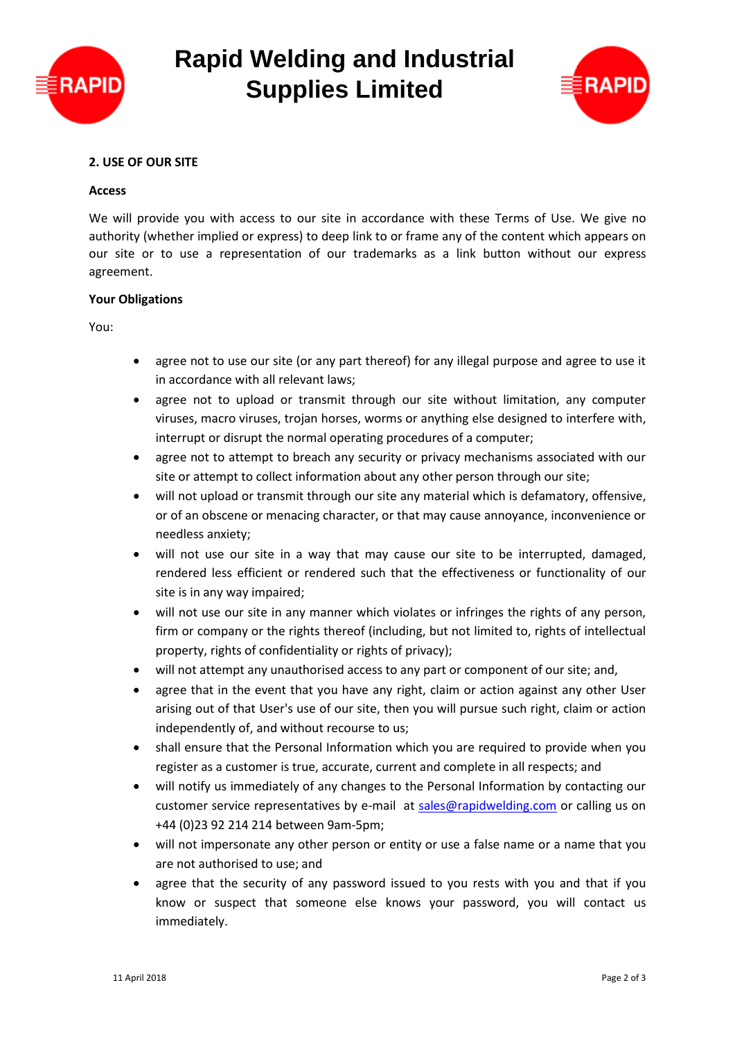## 2. USE OF OUR SITE

### Access

We will provide you with access to our site in accordance with these Terms of Use. We give no authority (whether implied or express) to deep link to or frame any of the content which appears on our site or to use a representation of our trademarks as a link button without our express agreement.

### Your Obligations

You:

- agree not to use our site (or any part thereof) for any illegal purpose and agree to use it in accordance with all relevant laws;
- agree not to upload or transmit through our site without limitation, any computer viruses, macro viruses, trojan horses, worms or anything else designed to interfere with, interrupt or disrupt the normal operating procedures of a computer;
- agree not to attempt to breach any security or privacy mechanisms associated with our site or attempt to collect information about any other person through our site;
- will not upload or transmit through our site any material which is defamatory, offensive, or of an obscene or menacing character, or that may cause annoyance, inconvenience or needless anxiety;
- will not use our site in a way that may cause our site to be interrupted, damaged, rendered less efficient or rendered such that the effectiveness or functionality of our site is in any way impaired;
- will not use our site in any manner which violates or infringes the rights of any person, firm or company or the rights thereof (including, but not limited to, rights of intellectual property, rights of confidentiality or rights of privacy);
- will not attempt any unauthorised access to any part or component of our site; and,
- agree that in the event that you have any right, claim or action against any other User arising out of that User's use of our site, then you will pursue such right, claim or action independently of, and without recourse to us;
- shall ensure that the Personal Information which you are required to provide when you register as a customer is true, accurate, current and complete in all respects; and
- will notify us immediately of any changes to the Personal Information by contacting our customer service representatives by e-mail at sales@rapidwelding.com or calling us on +44 (0)23 92 214 214 between 9am-5pm;
- will not impersonate any other person or entity or use a false name or a name that you are not authorised to use; and
- agree that the security of any password issued to you rests with you and that if you know or suspect that someone else knows your password, you will contact us immediately.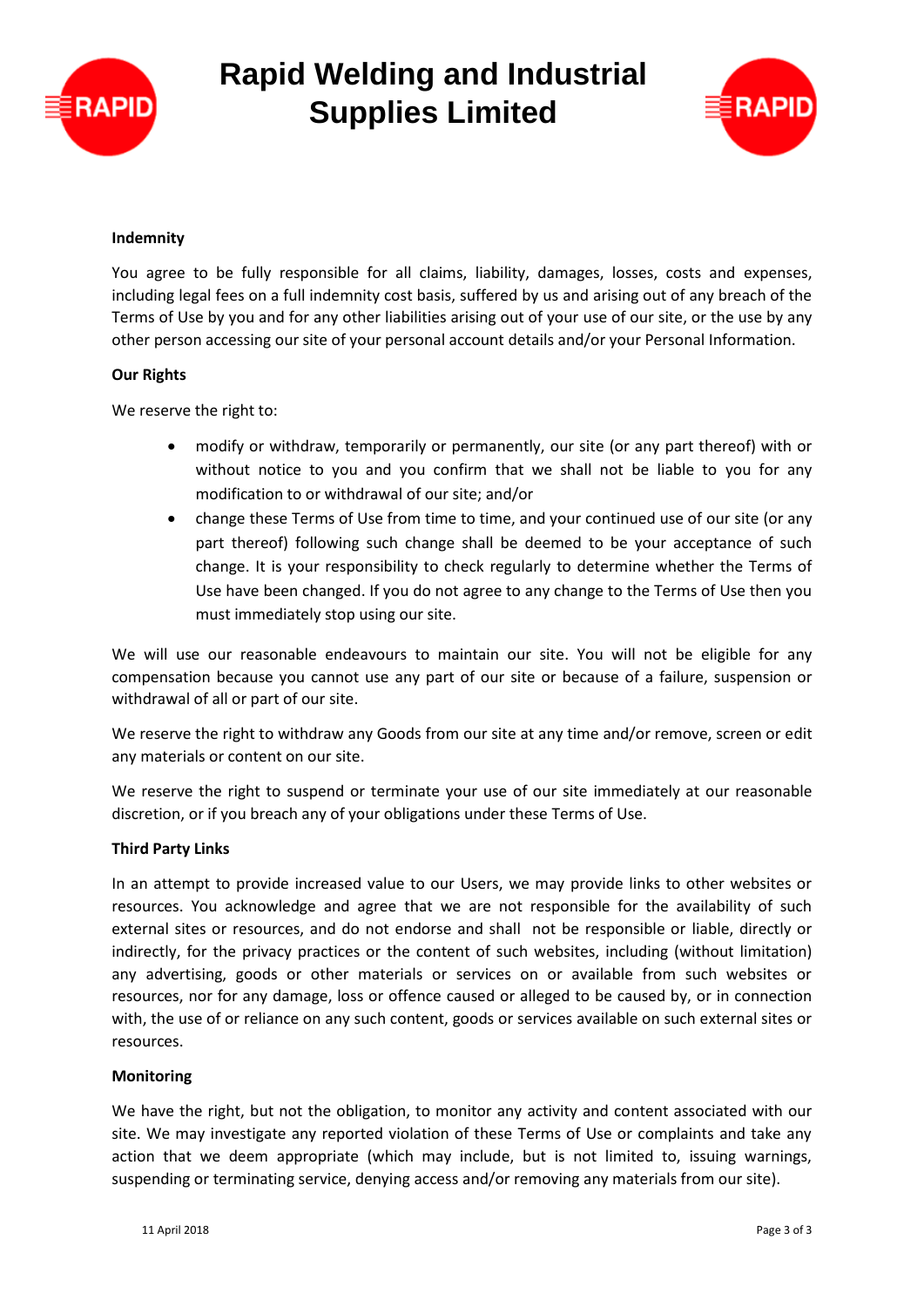**Indemnity**

You agree to be fully responsible for all claims, liability, damages, losses, costs and expenses, including legal fees on a full indemnity cost basis, suffered by us and arising out of any breach of the Terms of Use by you and for any other liabilities arising out of your use of our site, or the use by any other person accessing our site of your personal account details and/or your Personal Information.

**Our Rights**

We reserve the right to:

- modify or withdraw, temporarily or permanently, our site (or any part thereof) with or without notice to you and you confirm that we shall not be liable to you for any modification to or withdrawal of our site; and/or
- change these Terms of Use from time to time, and your continued use of our site (or any part thereof) following such change shall be deemed to be your acceptance of such change. It is your responsibility to check regularly to determine whether the Terms of Use have been changed. If you do not agree to any change to the Terms of Use then you must immediately stop using our site.

We will use our reasonable endeavours to maintain our site. You will not be eligible for any compensation because you cannot use any part of our site or because of a failure, suspension or withdrawal of all or part of our site.

We reserve the right to withdraw any Goods from our site at any time and/or remove, screen or edit any materials or content on our site.

We reserve the right to suspend or terminate your use of our site immediately at our reasonable discretion, or if you breach any of your obligations under these Terms of Use.

**Third Party Links**

In an attempt to provide increased value to our Users, we may provide links to other websites or resources. You acknowledge and agree that we are not responsible for the availability of such external sites or resources, and do not endorse and shall not be responsible or liable, directly or indirectly, for the privacy practices or the content of such websites, including (without limitation) any advertising, goods or other materials or services on or available from such websites or resources, nor for any damage, loss or offence caused or alleged to be caused by, or in connection with, the use of or reliance on any such content, goods or services available on such external sites or resources.

**Monitoring**

We have the right, but not the obligation, to monitor any activity and content associated with our site. We may investigate any reported violation of these Terms of Use or complaints and take any action that we deem appropriate (which may include, but is not limited to, issuing warnings, suspending or terminating service, denying access and/or removing any materials from our site).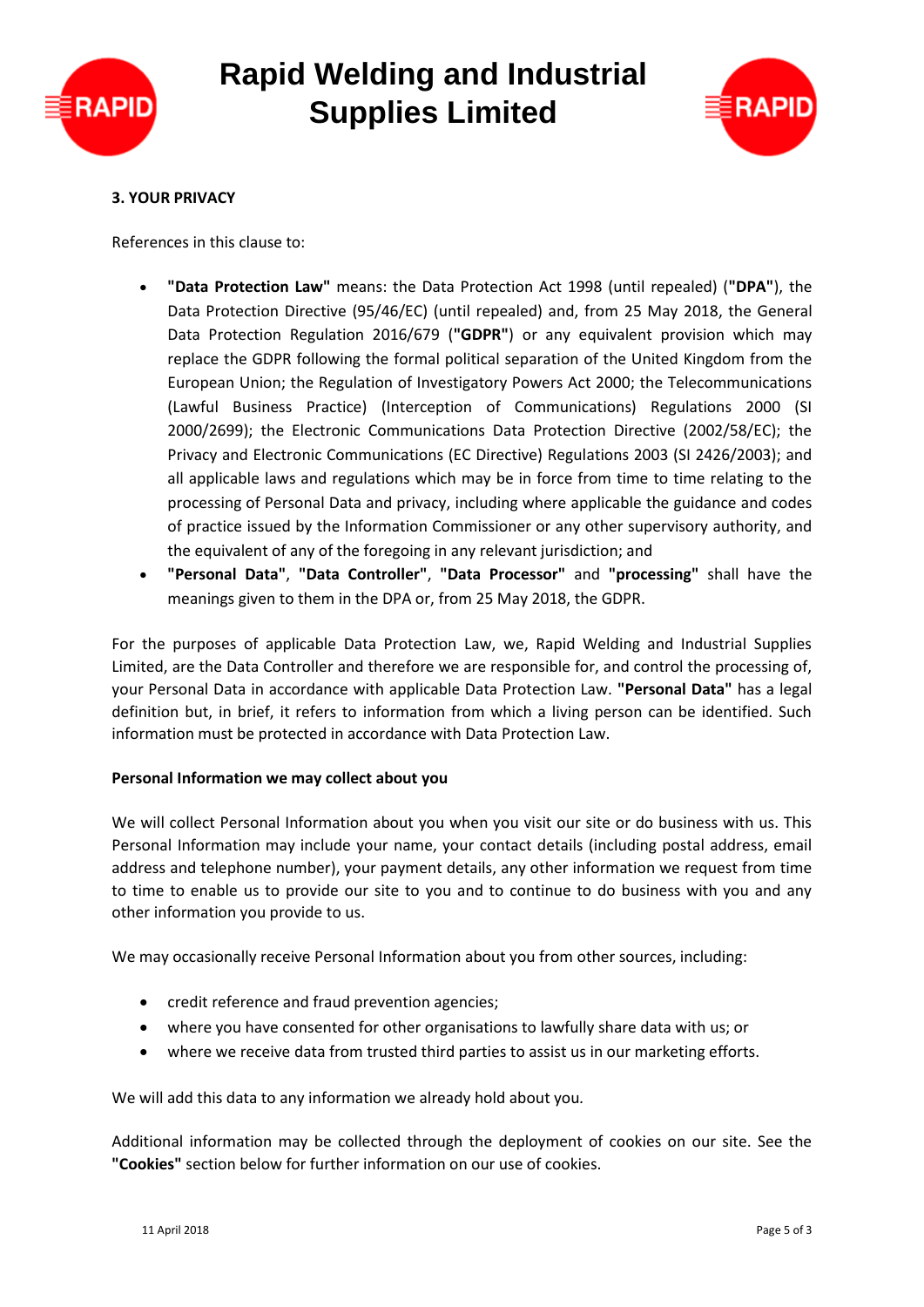### 3. YOUR PRIVACY

References in this clause to:

- **"Data Protection Law"** means: the Data Protection Act 1998 (until repealed) (**"DPA"**), the Data Protection Directive (95/46/EC) (until repealed) and, from 25 May 2018, the General Data Protection Regulation 2016/679 (**"GDPR"**) or any equivalent provision which may replace the GDPR following the formal political separation of the United Kingdom from the European Union; the Regulation of Investigatory Powers Act 2000; the Telecommunications (Lawful Business Practice) (Interception of Communications) Regulations 2000 (SI 2000/2699); the Electronic Communications Data Protection Directive (2002/58/EC); the Privacy and Electronic Communications (EC Directive) Regulations 2003 (SI 2426/2003); and all applicable laws and regulations which may be in force from time to time relating to the processing of Personal Data and privacy, including where applicable the guidance and codes of practice issued by the Information Commissioner or any other supervisory authority, and the equivalent of any of the foregoing in any relevant jurisdiction; and
- **"Personal Data"**, **"Data Controller"**, **"Data Processor"** and **"processing"** shall have the meanings given to them in the DPA or, from 25 May 2018, the GDPR.

For the purposes of applicable Data Protection Law, we, Rapid Welding and Industrial Supplies Limited, are the Data Controller and therefore we are responsible for, and control the processing of, your Personal Data in accordance with applicable Data Protection Law. **"Personal Data"** has a legal definition but, in brief, it refers to information from which a living person can be identified. Such information must be protected in accordance with Data Protection Law.

**Personal Information we may collect about you**

We will collect Personal Information about you when you visit our site or do business with us. This Personal Information may include your name, your contact details (including postal address, email address and telephone number), your payment details, any other information we request from time to time to enable us to provide our site to you and to continue to do business with you and any other information you provide to us.

We may occasionally receive Personal Information about you from other sources, including:

- credit reference and fraud prevention agencies;
- where you have consented for other organisations to lawfully share data with us; or
- where we receive data from trusted third parties to assist us in our marketing efforts.

We will add this data to any information we already hold about you.

Additional information may be collected through the deployment of cookies on our site. See the **"Cookies"** section below for further information on our use of cookies.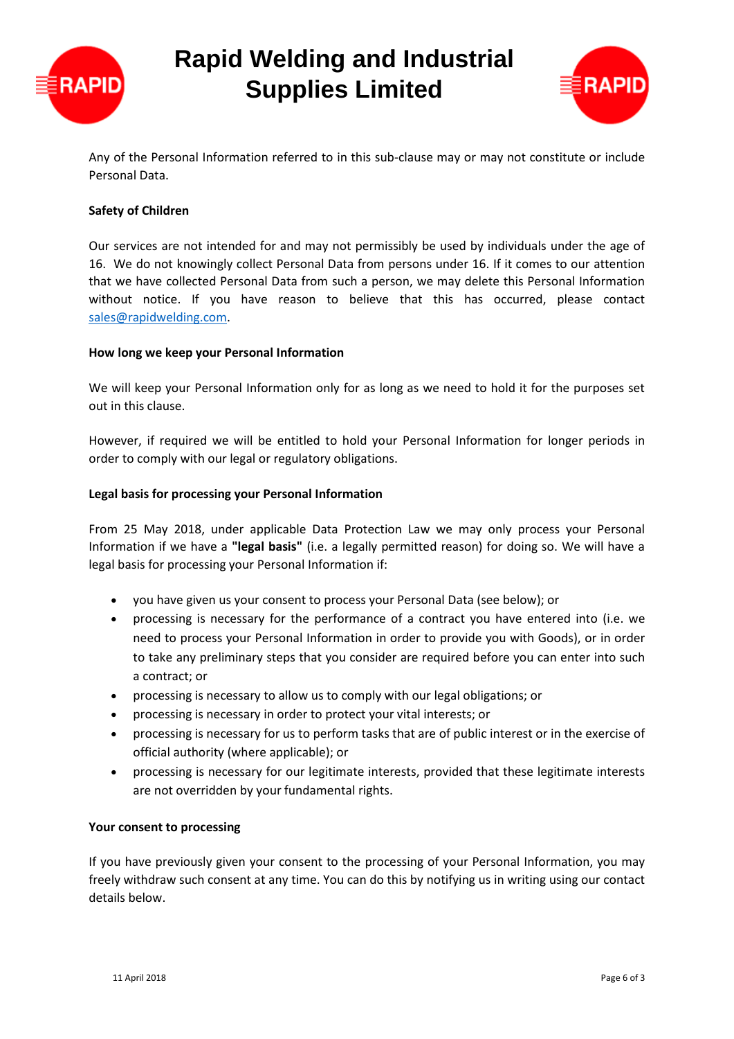Any of the Personal Information referred to in this sub-clause may or may not constitute or include Personal Data.

**Safety of Children**

Our services are not intended for and may not permissibly be used by individuals under the age of 16. We do not knowingly collect Personal Data from persons under 16. If it comes to our attention that we have collected Personal Data from such a person, we may delete this Personal Information without notice. If you have reason to believe that this has occurred, please contact sales@rapidwelding.com.

**How long we keep your Personal Information**

We will keep your Personal Information only for as long as we need to hold it for the purposes set out in this clause.

However, if required we will be entitled to hold your Personal Information for longer periods in order to comply with our legal or regulatory obligations.

**Legal basis for processing your Personal Information**

From 25 May 2018, under applicable Data Protection Law we may only process your Personal Information if we have a **"legal basis"** (i.e. a legally permitted reason) for doing so. We will have a legal basis for processing your Personal Information if:

- you have given us your consent to process your Personal Data (see below); or
- processing is necessary for the performance of a contract you have entered into (i.e. we need to process your Personal Information in order to provide you with Goods), or in order to take any preliminary steps that you consider are required before you can enter into such a contract; or
- processing is necessary to allow us to comply with our legal obligations; or
- processing is necessary in order to protect your vital interests; or
- processing is necessary for us to perform tasks that are of public interest or in the exercise of official authority (where applicable); or
- processing is necessary for our legitimate interests, provided that these legitimate interests are not overridden by your fundamental rights.

**Your consent to processing**

If you have previously given your consent to the processing of your Personal Information, you may freely withdraw such consent at any time. You can do this by notifying us in writing using our contact details below.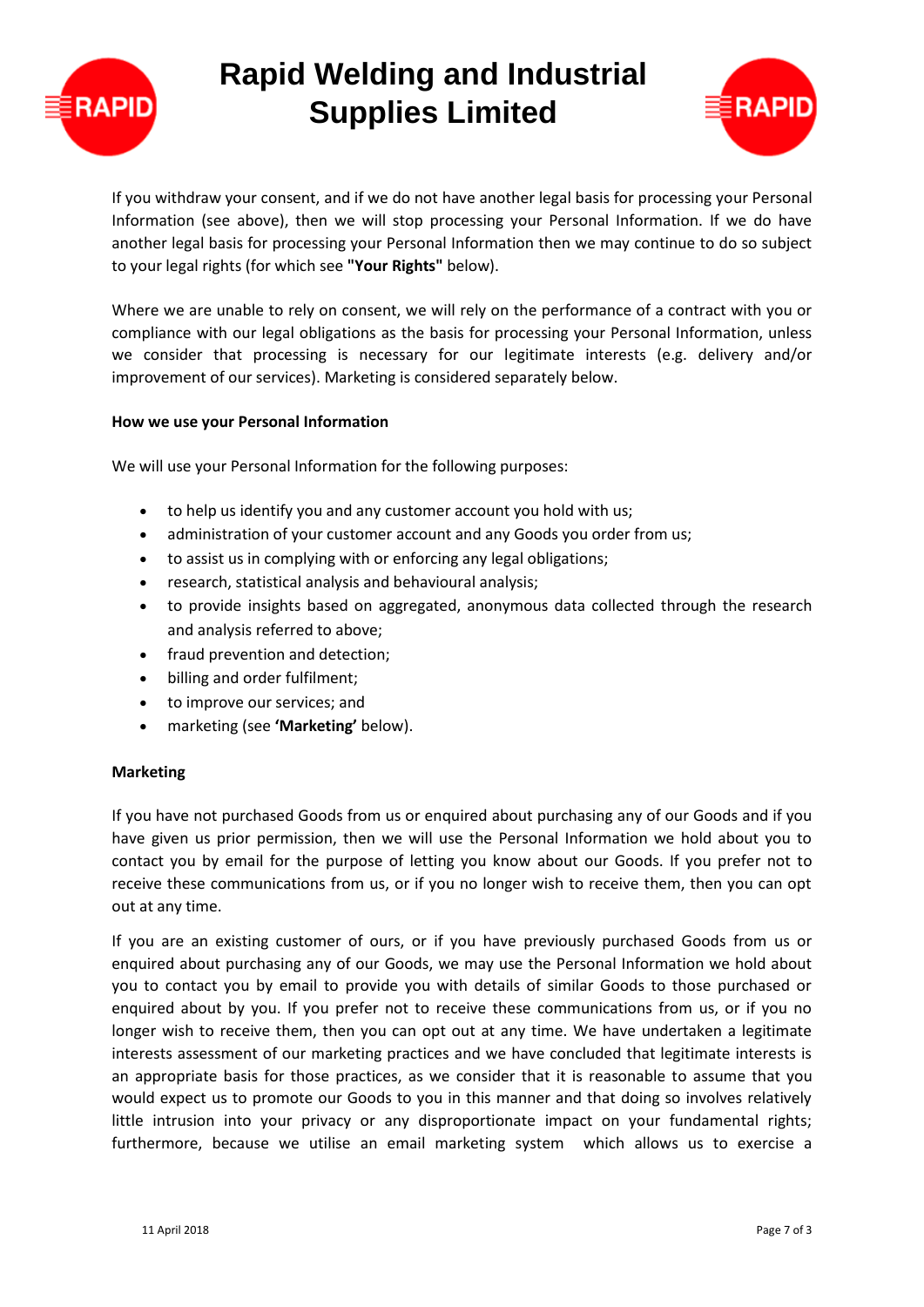If you withdraw your consent, and if we do not have another legal basis for processing your Personal Information (see above), then we will stop processing your Personal Information. If we do have another legal basis for processing your Personal Information then we may continue to do so subject to your legal rights (for which see **"Your Rights"** below).

Where we are unable to rely on consent, we will rely on the performance of a contract with you or compliance with our legal obligations as the basis for processing your Personal Information, unless we consider that processing is necessary for our legitimate interests (e.g. delivery and/or improvement of our services). Marketing is considered separately below.

**How we use your Personal Information**

We will use your Personal Information for the following purposes:

- to help us identify you and any customer account you hold with us;
- administration of your customer account and any Goods you order from us;
- to assist us in complying with or enforcing any legal obligations;
- research, statistical analysis and behavioural analysis;
- to provide insights based on aggregated, anonymous data collected through the research and analysis referred to above;
- fraud prevention and detection;
- billing and order fulfilment;
- to improve our services; and
- marketing (see **'Marketing'** below).

**Marketing**

If you have not purchased Goods from us or enquired about purchasing any of our Goods and if you have given us prior permission, then we will use the Personal Information we hold about you to contact you by email for the purpose of letting you know about our Goods. If you prefer not to receive these communications from us, or if you no longer wish to receive them, then you can opt out at any time.

If you are an existing customer of ours, or if you have previously purchased Goods from us or enquired about purchasing any of our Goods, we may use the Personal Information we hold about you to contact you by email to provide you with details of similar Goods to those purchased or enquired about by you. If you prefer not to receive these communications from us, or if you no longer wish to receive them, then you can opt out at any time. We have undertaken a legitimate interests assessment of our marketing practices and we have concluded that legitimate interests is an appropriate basis for those practices, as we consider that it is reasonable to assume that you would expect us to promote our Goods to you in this manner and that doing so involves relatively little intrusion into your privacy or any disproportionate impact on your fundamental rights; furthermore, because we utilise an email marketing system which allows us to exercise a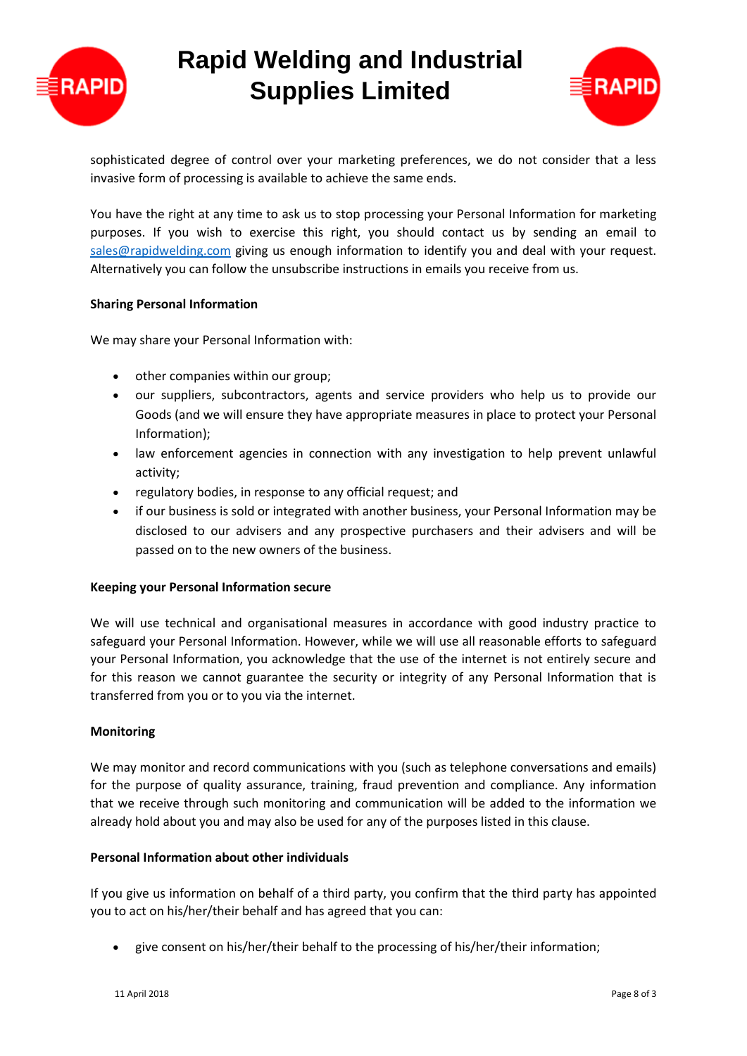sophisticated degree of control over your marketing preferences, we do not consider that a less invasive form of processing is available to achieve the same ends.

You have the right at any time to ask us to stop processing your Personal Information for marketing purposes. If you wish to exercise this right, you should contact us by sending an email to sales@rapidwelding.com giving us enough information to identify you and deal with your request. Alternatively you can follow the unsubscribe instructions in emails you receive from us.

**Sharing Personal Information**

We may share your Personal Information with:

- other companies within our group;
- our suppliers, subcontractors, agents and service providers who help us to provide our Goods (and we will ensure they have appropriate measures in place to protect your Personal Information);
- law enforcement agencies in connection with any investigation to help prevent unlawful activity;
- regulatory bodies, in response to any official request; and
- if our business is sold or integrated with another business, your Personal Information may be disclosed to our advisers and any prospective purchasers and their advisers and will be passed on to the new owners of the business.

**Keeping your Personal Information secure**

We will use technical and organisational measures in accordance with good industry practice to safeguard your Personal Information. However, while we will use all reasonable efforts to safeguard your Personal Information, you acknowledge that the use of the internet is not entirely secure and for this reason we cannot guarantee the security or integrity of any Personal Information that is transferred from you or to you via the internet.

**Monitoring**

We may monitor and record communications with you (such as telephone conversations and emails) for the purpose of quality assurance, training, fraud prevention and compliance. Any information that we receive through such monitoring and communication will be added to the information we already hold about you and may also be used for any of the purposes listed in this clause.

**Personal Information about other individuals**

If you give us information on behalf of a third party, you confirm that the third party has appointed you to act on his/her/their behalf and has agreed that you can:

- give consent on his/her/their behalf to the processing of his/her/their information;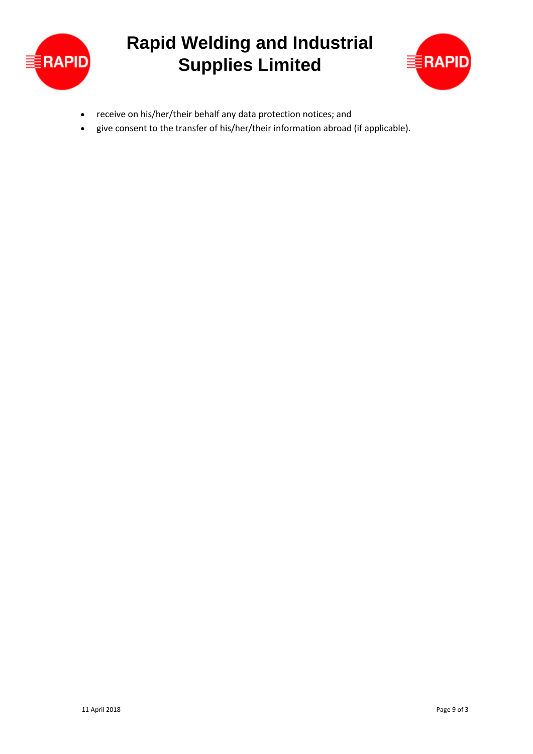- receive on his/her/their behalf any data protection notices; and
- give consent to the transfer of his/her/their information abroad (if applicable).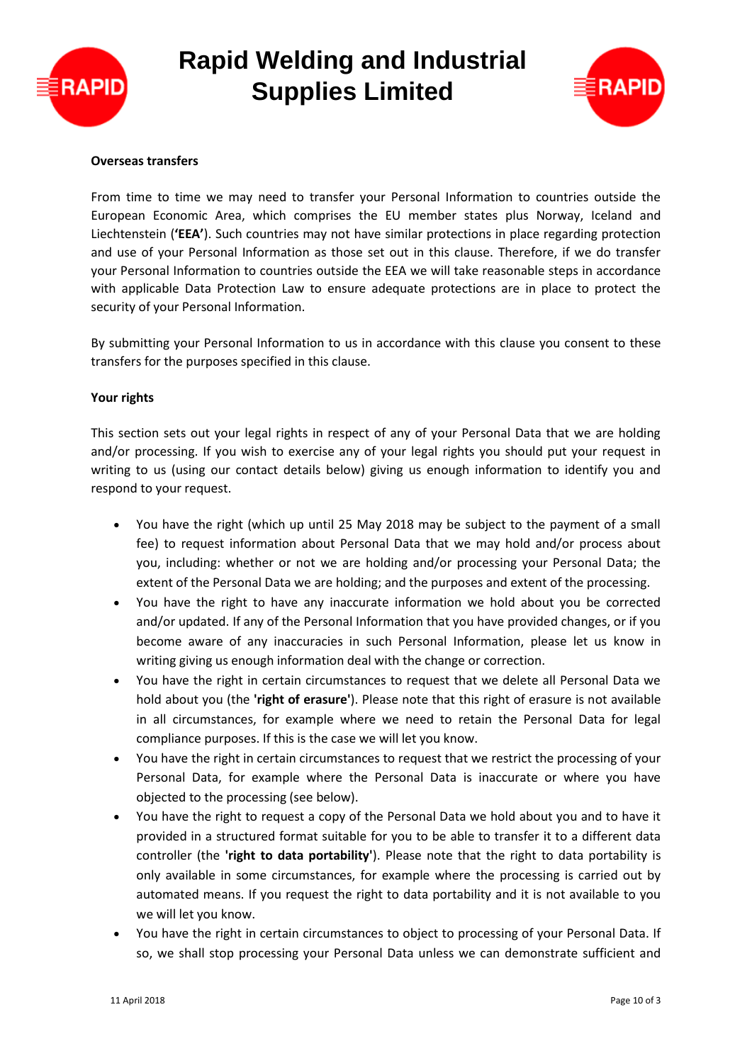**Overseas transfers**

From time to time we may need to transfer your Personal Information to countries outside the European Economic Area, which comprises the EU member states plus Norway, Iceland and Liechtenstein (**'EEA'**). Such countries may not have similar protections in place regarding protection and use of your Personal Information as those set out in this clause. Therefore, if we do transfer your Personal Information to countries outside the EEA we will take reasonable steps in accordance with applicable Data Protection Law to ensure adequate protections are in place to protect the security of your Personal Information.

By submitting your Personal Information to us in accordance with this clause you consent to these transfers for the purposes specified in this clause.

**Your rights**

This section sets out your legal rights in respect of any of your Personal Data that we are holding and/or processing. If you wish to exercise any of your legal rights you should put your request in writing to us (using our contact details below) giving us enough information to identify you and respond to your request.

- You have the right (which up until 25 May 2018 may be subject to the payment of a small fee) to request information about Personal Data that we may hold and/or process about you, including: whether or not we are holding and/or processing your Personal Data; the extent of the Personal Data we are holding; and the purposes and extent of the processing.
- You have the right to have any inaccurate information we hold about you be corrected and/or updated. If any of the Personal Information that you have provided changes, or if you become aware of any inaccuracies in such Personal Information, please let us know in writing giving us enough information deal with the change or correction.
- You have the right in certain circumstances to request that we delete all Personal Data we hold about you (the **'right of erasure'**). Please note that this right of erasure is not available in all circumstances, for example where we need to retain the Personal Data for legal compliance purposes. If this is the case we will let you know.
- You have the right in certain circumstances to request that we restrict the processing of your Personal Data, for example where the Personal Data is inaccurate or where you have objected to the processing (see below).
- You have the right to request a copy of the Personal Data we hold about you and to have it provided in a structured format suitable for you to be able to transfer it to a different data controller (the **'right to data portability'**). Please note that the right to data portability is only available in some circumstances, for example where the processing is carried out by automated means. If you request the right to data portability and it is not available to you we will let you know.
- You have the right in certain circumstances to object to processing of your Personal Data. If so, we shall stop processing your Personal Data unless we can demonstrate sufficient and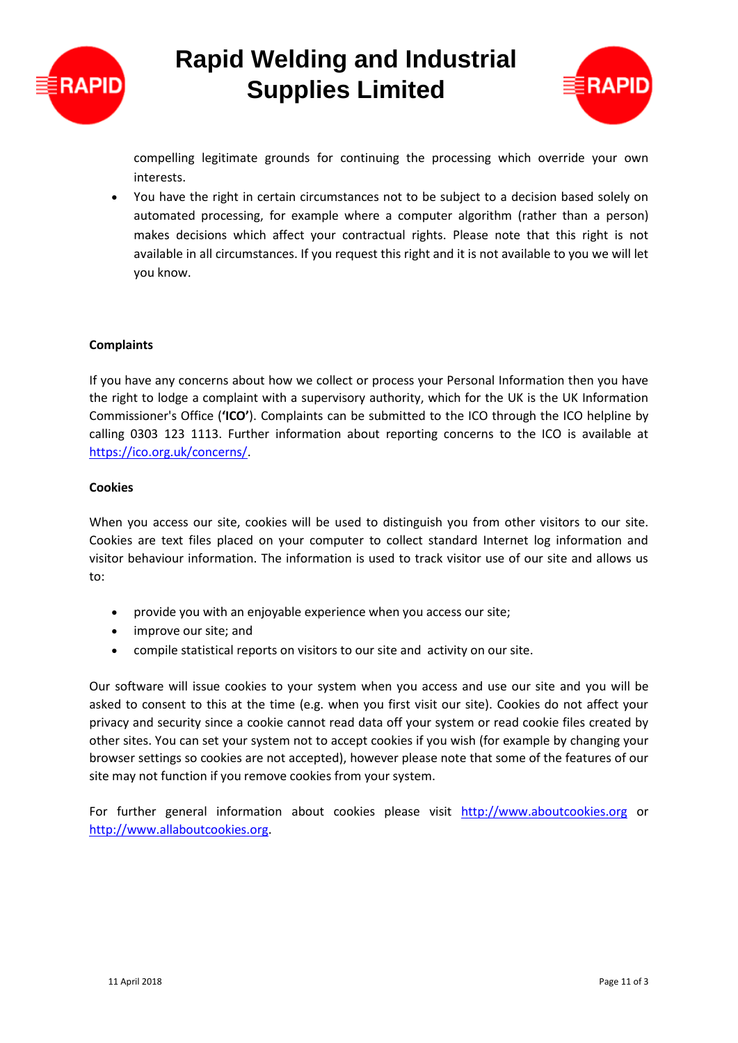compelling legitimate grounds for continuing the processing which override your own interests.

- You have the right in certain circumstances not to be subject to a decision based solely on automated processing, for example where a computer algorithm (rather than a person) makes decisions which affect your contractual rights. Please note that this right is not available in all circumstances. If you request this right and it is not available to you we will let you know.

**Complaints**

If you have any concerns about how we collect or process your Personal Information then you have the right to lodge a complaint with a supervisory authority, which for the UK is the UK Information Commissioner's Office (**'ICO'**). Complaints can be submitted to the ICO through the ICO helpline by calling 0303 123 1113. Further information about reporting concerns to the ICO is available at https://ico.org.uk/concerns/.

**Cookies**

When you access our site, cookies will be used to distinguish you from other visitors to our site. Cookies are text files placed on your computer to collect standard Internet log information and visitor behaviour information. The information is used to track visitor use of our site and allows us to:

- provide you with an enjoyable experience when you access our site;
- improve our site; and
- compile statistical reports on visitors to our site and activity on our site.

Our software will issue cookies to your system when you access and use our site and you will be asked to consent to this at the time (e.g. when you first visit our site). Cookies do not affect your privacy and security since a cookie cannot read data off your system or read cookie files created by other sites. You can set your system not to accept cookies if you wish (for example by changing your browser settings so cookies are not accepted), however please note that some of the features of our site may not function if you remove cookies from your system.

For further general information about cookies please visit http://www.aboutcookies.org or http://www.allaboutcookies.org.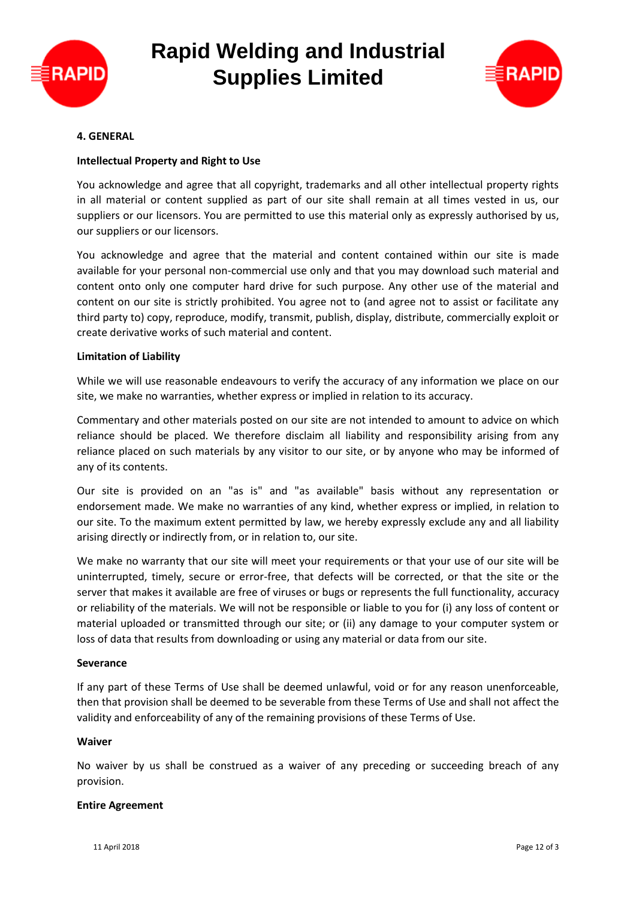**4. GENERAL**

**Intellectual Property and Right to Use**

You acknowledge and agree that all copyright, trademarks and all other intellectual property rights in all material or content supplied as part of our site shall remain at all times vested in us, our suppliers or our licensors. You are permitted to use this material only as expressly authorised by us, our suppliers or our licensors.

You acknowledge and agree that the material and content contained within our site is made available for your personal non-commercial use only and that you may download such material and content onto only one computer hard drive for such purpose. Any other use of the material and content on our site is strictly prohibited. You agree not to (and agree not to assist or facilitate any third party to) copy, reproduce, modify, transmit, publish, display, distribute, commercially exploit or create derivative works of such material and content.

**Limitation of Liability**

While we will use reasonable endeavours to verify the accuracy of any information we place on our site, we make no warranties, whether express or implied in relation to its accuracy.

Commentary and other materials posted on our site are not intended to amount to advice on which reliance should be placed. We therefore disclaim all liability and responsibility arising from any reliance placed on such materials by any visitor to our site, or by anyone who may be informed of any of its contents.

Our site is provided on an "as is" and "as available" basis without any representation or endorsement made. We make no warranties of any kind, whether express or implied, in relation to our site. To the maximum extent permitted by law, we hereby expressly exclude any and all liability arising directly or indirectly from, or in relation to, our site.

We make no warranty that our site will meet your requirements or that your use of our site will be uninterrupted, timely, secure or error-free, that defects will be corrected, or that the site or the server that makes it available are free of viruses or bugs or represents the full functionality, accuracy or reliability of the materials. We will not be responsible or liable to you for (i) any loss of content or material uploaded or transmitted through our site; or (ii) any damage to your computer system or loss of data that results from downloading or using any material or data from our site.

**Severance**

If any part of these Terms of Use shall be deemed unlawful, void or for any reason unenforceable, then that provision shall be deemed to be severable from these Terms of Use and shall not affect the validity and enforceability of any of the remaining provisions of these Terms of Use.

**Waiver**

No waiver by us shall be construed as a waiver of any preceding or succeeding breach of any provision.

**Entire Agreement**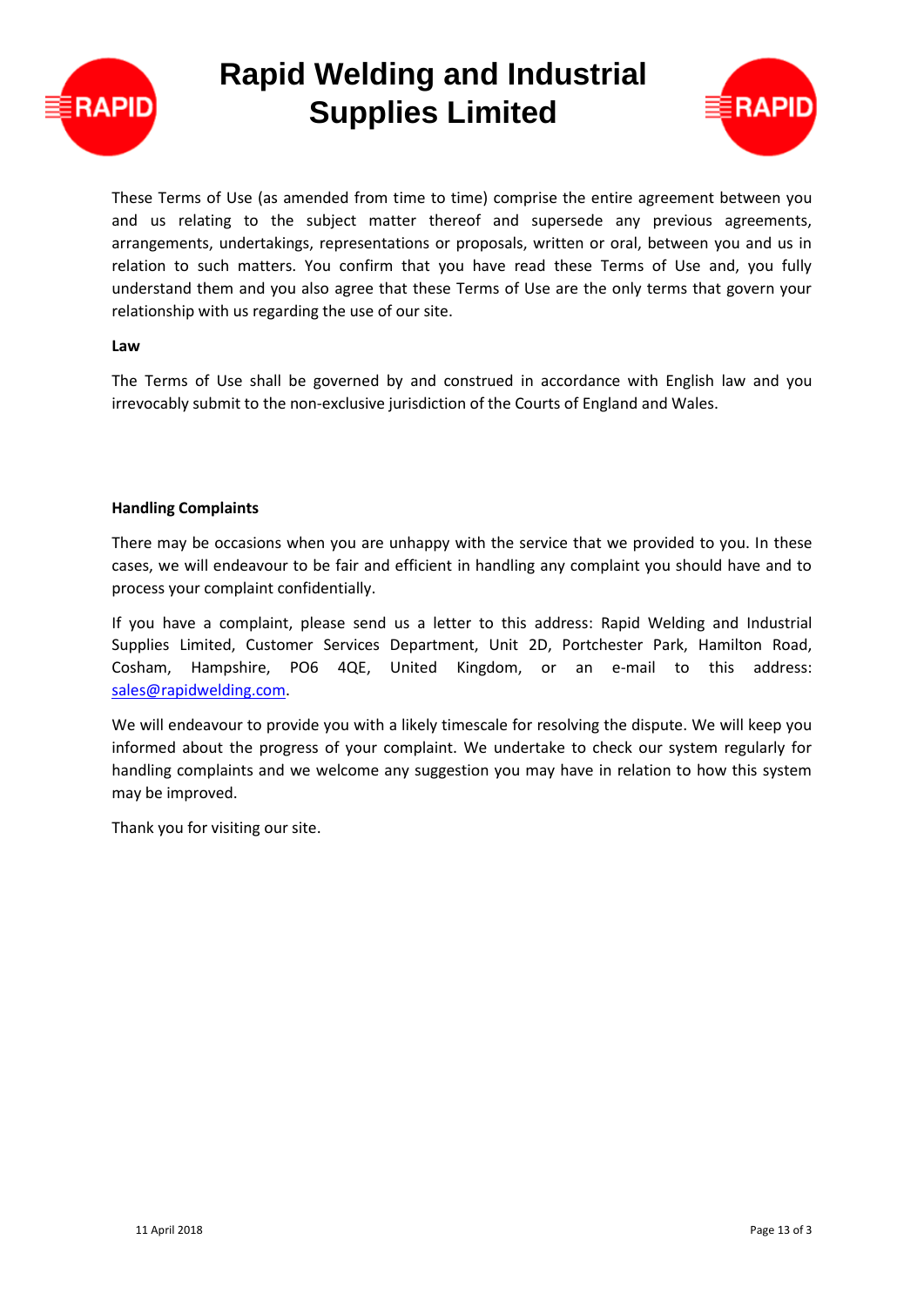These Terms of Use (as amended from time to time) comprise the entire agreement between you and us relating to the subject matter thereof and supersede any previous agreements, arrangements, undertakings, representations or proposals, written or oral, between you and us in relation to such matters. You confirm that you have read these Terms of Use and, you fully understand them and you also agree that these Terms of Use are the only terms that govern your relationship with us regarding the use of our site.

**Law**

The Terms of Use shall be governed by and construed in accordance with English law and you irrevocably submit to the non-exclusive jurisdiction of the Courts of England and Wales.

**Handling Complaints**

There may be occasions when you are unhappy with the service that we provided to you. In these cases, we will endeavour to be fair and efficient in handling any complaint you should have and to process your complaint confidentially.

If you have a complaint, please send us a letter to this address: Rapid Welding and Industrial Supplies Limited, Customer Services Department, Unit 2D, Portchester Park, Hamilton Road, Cosham, Hampshire, PO6 4QE, United Kingdom, or an e-mail to this address: sales@rapidwelding.com.

We will endeavour to provide you with a likely timescale for resolving the dispute. We will keep you informed about the progress of your complaint. We undertake to check our system regularly for handling complaints and we welcome any suggestion you may have in relation to how this system may be improved.

Thank you for visiting our site.